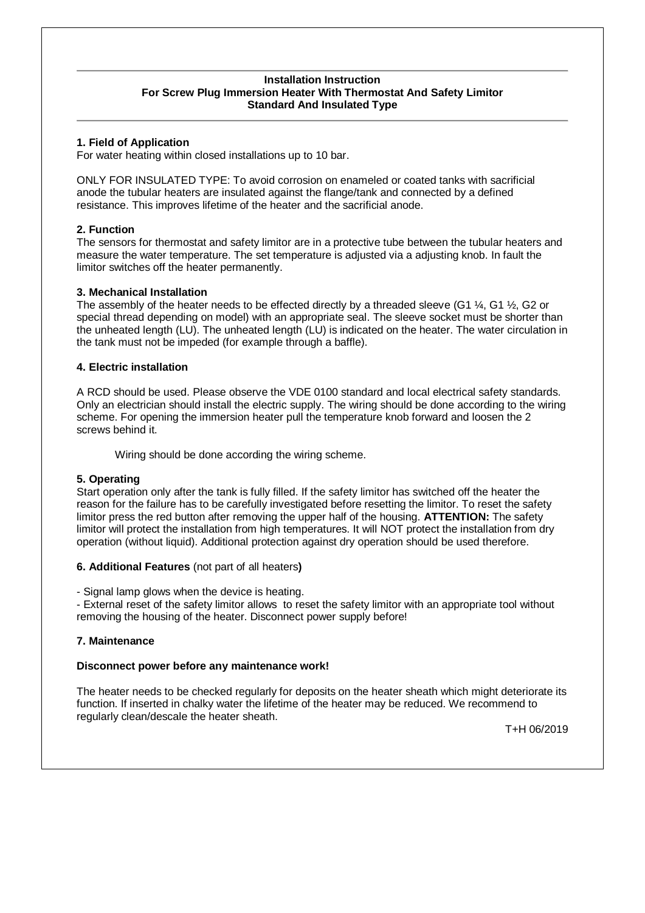**Installation Instruction**
**For Screw Plug Immersion Heater With Thermostat And Safety Limitor**
**Standard And Insulated Type**

## 1. Field of Application

For water heating within closed installations up to 10 bar.

ONLY FOR INSULATED TYPE: To avoid corrosion on enameled or coated tanks with sacrificial anode the tubular heaters are insulated against the flange/tank and connected by a defined resistance. This improves lifetime of the heater and the sacrificial anode.

## 2. Function

The sensors for thermostat and safety limitor are in a protective tube between the tubular heaters and measure the water temperature. The set temperature is adjusted via a adjusting knob. In fault the limitor switches off the heater permanently.

## 3. Mechanical Installation

The assembly of the heater needs to be effected directly by a threaded sleeve (G1 ¼, G1 ½, G2 or special thread depending on model) with an appropriate seal. The sleeve socket must be shorter than the unheated length (LU). The unheated length (LU) is indicated on the heater. The water circulation in the tank must not be impeded (for example through a baffle).

## 4. Electric installation

A RCD should be used. Please observe the VDE 0100 standard and local electrical safety standards. Only an electrician should install the electric supply. The wiring should be done according to the wiring scheme. For opening the immersion heater pull the temperature knob forward and loosen the 2 screws behind it.

Wiring should be done according the wiring scheme.

## 5. Operating

Start operation only after the tank is fully filled. If the safety limitor has switched off the heater the reason for the failure has to be carefully investigated before resetting the limitor. To reset the safety limitor press the red button after removing the upper half of the housing. **ATTENTION:** The safety limitor will protect the installation from high temperatures. It will NOT protect the installation from dry operation (without liquid). Additional protection against dry operation should be used therefore.

## 6. Additional Features (not part of all heaters)

- Signal lamp glows when the device is heating.
- External reset of the safety limitor allows to reset the safety limitor with an appropriate tool without removing the housing of the heater. Disconnect power supply before!

## 7. Maintenance

**Disconnect power before any maintenance work!**

The heater needs to be checked regularly for deposits on the heater sheath which might deteriorate its function. If inserted in chalky water the lifetime of the heater may be reduced. We recommend to regularly clean/descale the heater sheath.

T+H 06/2019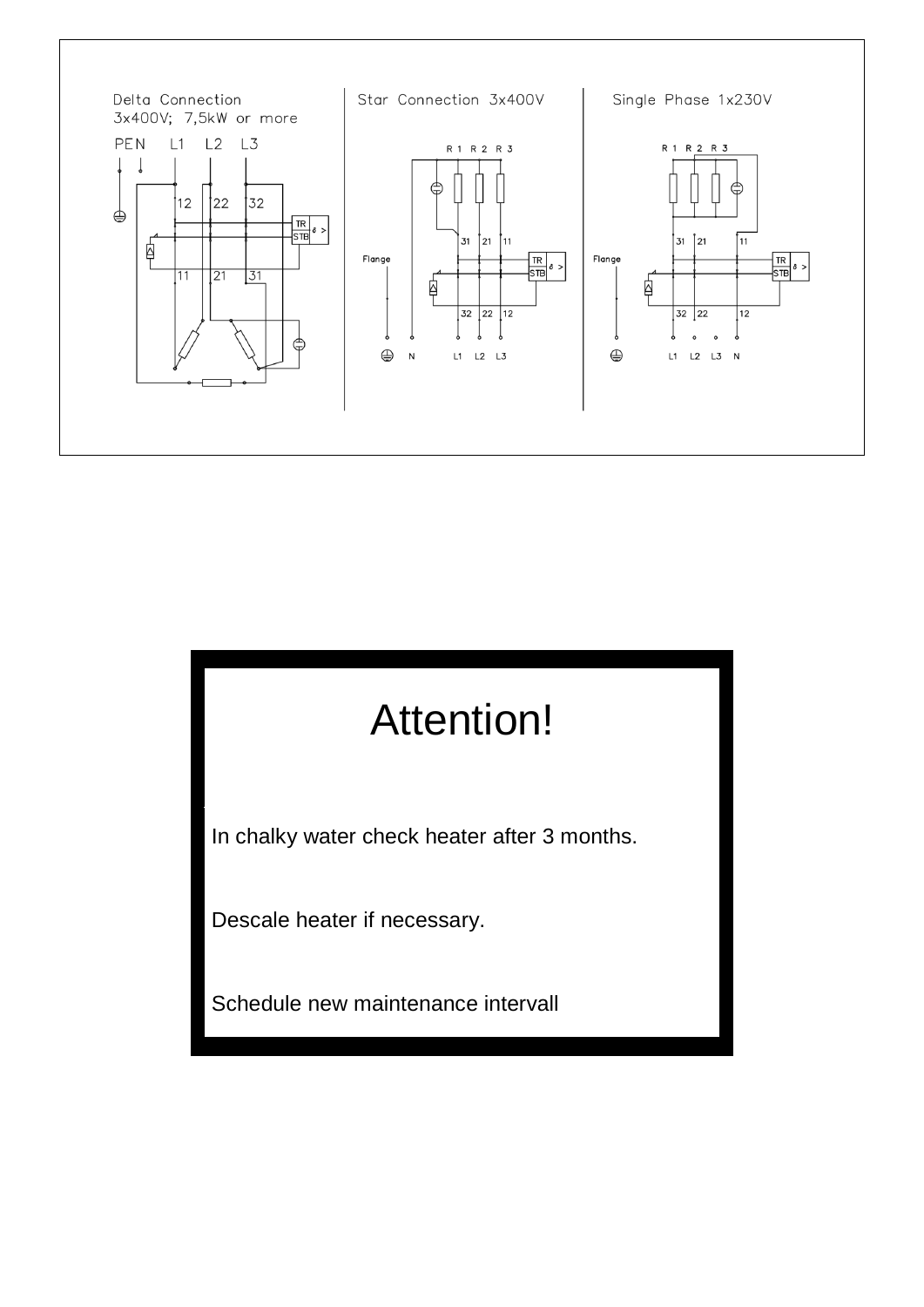Delta Connection
3x400V; 7,5kW or more

PEN L1 L2 L3

12 22 32

TR
STB

11 21 31

Star Connection 3x400V

R 1 R 2 R 3

31 21 11

Flange

TR
STB

32 22 12

N L1 L2 L3

Single Phase 1x230V

R 1 R 2 R 3

31 21 11

Flange

TR
STB

32 22 12

L1 L2 L3 N

# Attention!

In chalky water check heater after 3 months.

Descale heater if necessary.

Schedule new maintenance intervall